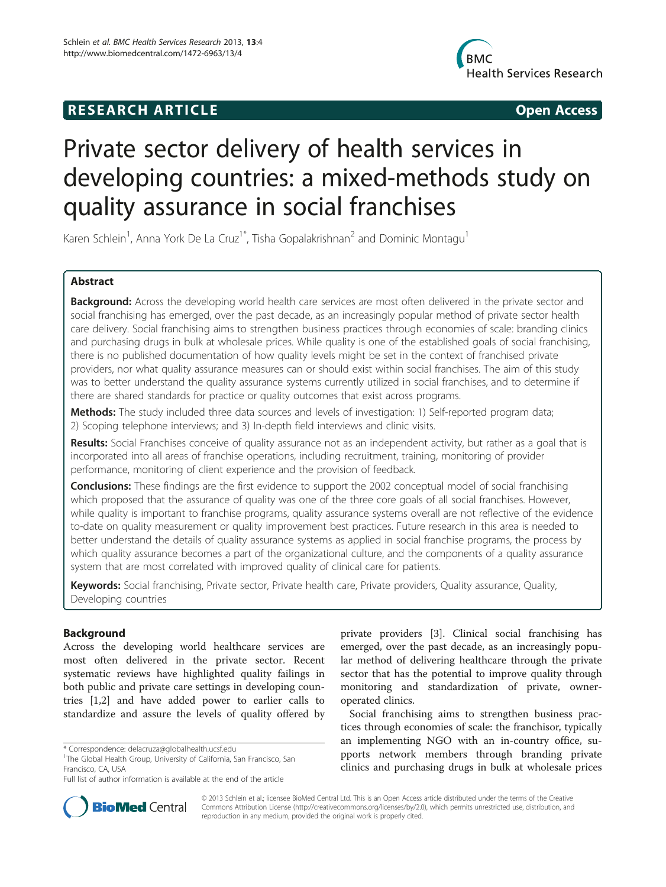RESEARCH ARTICLE Open Access

# Private sector delivery of health services in developing countries: a mixed-methods study on quality assurance in social franchises

Karen Schlein[1], Anna York De La Cruz[1*], Tisha Gopalakrishnan[2] and Dominic Montagu[1]

## Abstract

**Background:** Across the developing world health care services are most often delivered in the private sector and social franchising has emerged, over the past decade, as an increasingly popular method of private sector health care delivery. Social franchising aims to strengthen business practices through economies of scale: branding clinics and purchasing drugs in bulk at wholesale prices. While quality is one of the established goals of social franchising, there is no published documentation of how quality levels might be set in the context of franchised private providers, nor what quality assurance measures can or should exist within social franchises. The aim of this study was to better understand the quality assurance systems currently utilized in social franchises, and to determine if there are shared standards for practice or quality outcomes that exist across programs.

**Methods:** The study included three data sources and levels of investigation: 1) Self-reported program data; 2) Scoping telephone interviews; and 3) In-depth field interviews and clinic visits.

**Results:** Social Franchises conceive of quality assurance not as an independent activity, but rather as a goal that is incorporated into all areas of franchise operations, including recruitment, training, monitoring of provider performance, monitoring of client experience and the provision of feedback.

**Conclusions:** These findings are the first evidence to support the 2002 conceptual model of social franchising which proposed that the assurance of quality was one of the three core goals of all social franchises. However, while quality is important to franchise programs, quality assurance systems overall are not reflective of the evidence to-date on quality measurement or quality improvement best practices. Future research in this area is needed to better understand the details of quality assurance systems as applied in social franchise programs, the process by which quality assurance becomes a part of the organizational culture, and the components of a quality assurance system that are most correlated with improved quality of clinical care for patients.

**Keywords:** Social franchising, Private sector, Private health care, Private providers, Quality assurance, Quality, Developing countries

## Background

Across the developing world healthcare services are most often delivered in the private sector. Recent systematic reviews have highlighted quality failings in both public and private care settings in developing countries [1,2] and have added power to earlier calls to standardize and assure the levels of quality offered by private providers [3]. Clinical social franchising has emerged, over the past decade, as an increasingly popular method of delivering healthcare through the private sector that has the potential to improve quality through monitoring and standardization of private, owner-operated clinics.

Social franchising aims to strengthen business practices through economies of scale: the franchisor, typically an implementing NGO with an in-country office, supports network members through branding private clinics and purchasing drugs in bulk at wholesale prices

\* Correspondence: delacruza@globalhealth.ucsf.edu
[1]The Global Health Group, University of California, San Francisco, San Francisco, CA, USA
Full list of author information is available at the end of the article

© 2013 Schlein et al.; licensee BioMed Central Ltd. This is an Open Access article distributed under the terms of the Creative Commons Attribution License (http://creativecommons.org/licenses/by/2.0), which permits unrestricted use, distribution, and reproduction in any medium, provided the original work is properly cited.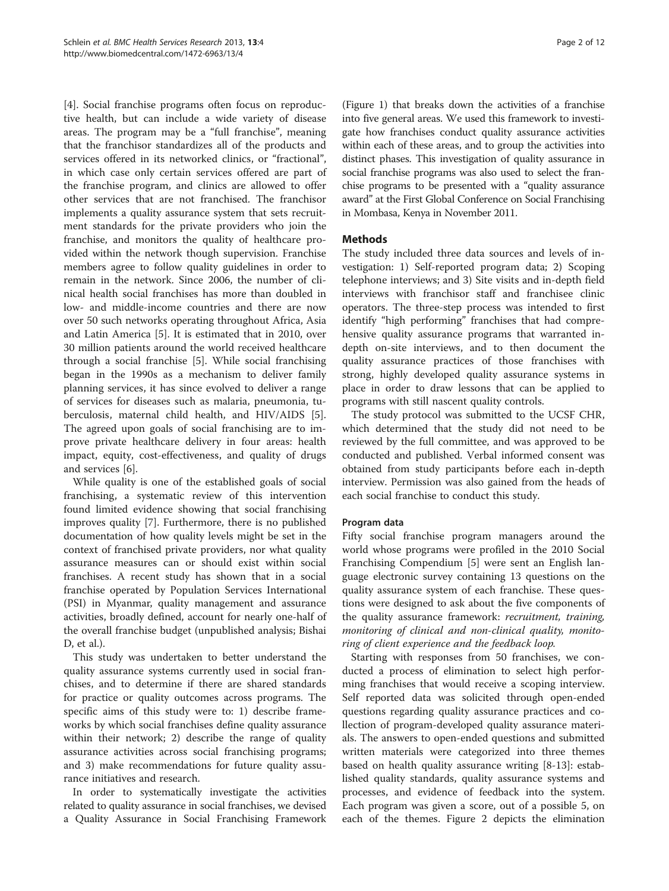[4]. Social franchise programs often focus on reproductive health, but can include a wide variety of disease areas. The program may be a "full franchise", meaning that the franchisor standardizes all of the products and services offered in its networked clinics, or "fractional", in which case only certain services offered are part of the franchise program, and clinics are allowed to offer other services that are not franchised. The franchisor implements a quality assurance system that sets recruitment standards for the private providers who join the franchise, and monitors the quality of healthcare provided within the network though supervision. Franchise members agree to follow quality guidelines in order to remain in the network. Since 2006, the number of clinical health social franchises has more than doubled in low- and middle-income countries and there are now over 50 such networks operating throughout Africa, Asia and Latin America [5]. It is estimated that in 2010, over 30 million patients around the world received healthcare through a social franchise [5]. While social franchising began in the 1990s as a mechanism to deliver family planning services, it has since evolved to deliver a range of services for diseases such as malaria, pneumonia, tuberculosis, maternal child health, and HIV/AIDS [5]. The agreed upon goals of social franchising are to improve private healthcare delivery in four areas: health impact, equity, cost-effectiveness, and quality of drugs and services [6].

While quality is one of the established goals of social franchising, a systematic review of this intervention found limited evidence showing that social franchising improves quality [7]. Furthermore, there is no published documentation of how quality levels might be set in the context of franchised private providers, nor what quality assurance measures can or should exist within social franchises. A recent study has shown that in a social franchise operated by Population Services International (PSI) in Myanmar, quality management and assurance activities, broadly defined, account for nearly one-half of the overall franchise budget (unpublished analysis; Bishai D, et al.).

This study was undertaken to better understand the quality assurance systems currently used in social franchises, and to determine if there are shared standards for practice or quality outcomes across programs. The specific aims of this study were to: 1) describe frameworks by which social franchises define quality assurance within their network; 2) describe the range of quality assurance activities across social franchising programs; and 3) make recommendations for future quality assurance initiatives and research.

In order to systematically investigate the activities related to quality assurance in social franchises, we devised a Quality Assurance in Social Franchising Framework (Figure 1) that breaks down the activities of a franchise into five general areas. We used this framework to investigate how franchises conduct quality assurance activities within each of these areas, and to group the activities into distinct phases. This investigation of quality assurance in social franchise programs was also used to select the franchise programs to be presented with a "quality assurance award" at the First Global Conference on Social Franchising in Mombasa, Kenya in November 2011.

## Methods

The study included three data sources and levels of investigation: 1) Self-reported program data; 2) Scoping telephone interviews; and 3) Site visits and in-depth field interviews with franchisor staff and franchisee clinic operators. The three-step process was intended to first identify "high performing" franchises that had comprehensive quality assurance programs that warranted in-depth on-site interviews, and to then document the quality assurance practices of those franchises with strong, highly developed quality assurance systems in place in order to draw lessons that can be applied to programs with still nascent quality controls.

The study protocol was submitted to the UCSF CHR, which determined that the study did not need to be reviewed by the full committee, and was approved to be conducted and published. Verbal informed consent was obtained from study participants before each in-depth interview. Permission was also gained from the heads of each social franchise to conduct this study.

### Program data

Fifty social franchise program managers around the world whose programs were profiled in the 2010 Social Franchising Compendium [5] were sent an English language electronic survey containing 13 questions on the quality assurance system of each franchise. These questions were designed to ask about the five components of the quality assurance framework: *recruitment, training, monitoring of clinical and non-clinical quality, monitoring of client experience and the feedback loop.*

Starting with responses from 50 franchises, we conducted a process of elimination to select high performing franchises that would receive a scoping interview. Self reported data was solicited through open-ended questions regarding quality assurance practices and collection of program-developed quality assurance materials. The answers to open-ended questions and submitted written materials were categorized into three themes based on health quality assurance writing [8-13]: established quality standards, quality assurance systems and processes, and evidence of feedback into the system. Each program was given a score, out of a possible 5, on each of the themes. Figure 2 depicts the elimination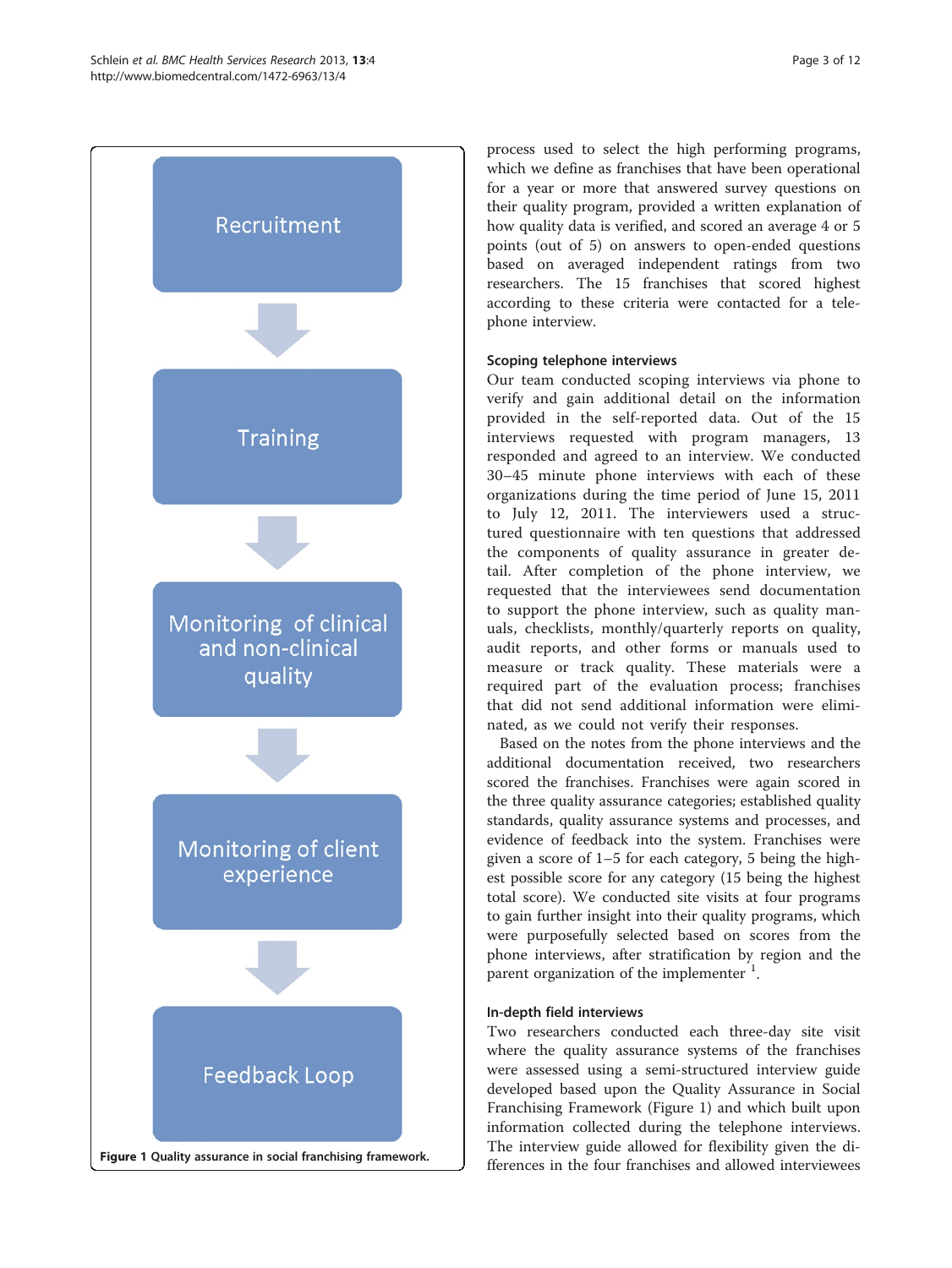Recruitment

Training

Monitoring of clinical and non-clinical quality

Monitoring of client experience

Feedback Loop

**Figure 1** Quality assurance in social franchising framework.

process used to select the high performing programs, which we define as franchises that have been operational for a year or more that answered survey questions on their quality program, provided a written explanation of how quality data is verified, and scored an average 4 or 5 points (out of 5) on answers to open-ended questions based on averaged independent ratings from two researchers. The 15 franchises that scored highest according to these criteria were contacted for a telephone interview.

### Scoping telephone interviews

Our team conducted scoping interviews via phone to verify and gain additional detail on the information provided in the self-reported data. Out of the 15 interviews requested with program managers, 13 responded and agreed to an interview. We conducted 30–45 minute phone interviews with each of these organizations during the time period of June 15, 2011 to July 12, 2011. The interviewers used a structured questionnaire with ten questions that addressed the components of quality assurance in greater detail. After completion of the phone interview, we requested that the interviewees send documentation to support the phone interview, such as quality manuals, checklists, monthly/quarterly reports on quality, audit reports, and other forms or manuals used to measure or track quality. These materials were a required part of the evaluation process; franchises that did not send additional information were eliminated, as we could not verify their responses.

Based on the notes from the phone interviews and the additional documentation received, two researchers scored the franchises. Franchises were again scored in the three quality assurance categories; established quality standards, quality assurance systems and processes, and evidence of feedback into the system. Franchises were given a score of 1–5 for each category, 5 being the highest possible score for any category (15 being the highest total score). We conducted site visits at four programs to gain further insight into their quality programs, which were purposefully selected based on scores from the phone interviews, after stratification by region and the parent organization of the implementer [1].

### In-depth field interviews

Two researchers conducted each three-day site visit where the quality assurance systems of the franchises were assessed using a semi-structured interview guide developed based upon the Quality Assurance in Social Franchising Framework (Figure 1) and which built upon information collected during the telephone interviews. The interview guide allowed for flexibility given the differences in the four franchises and allowed interviewees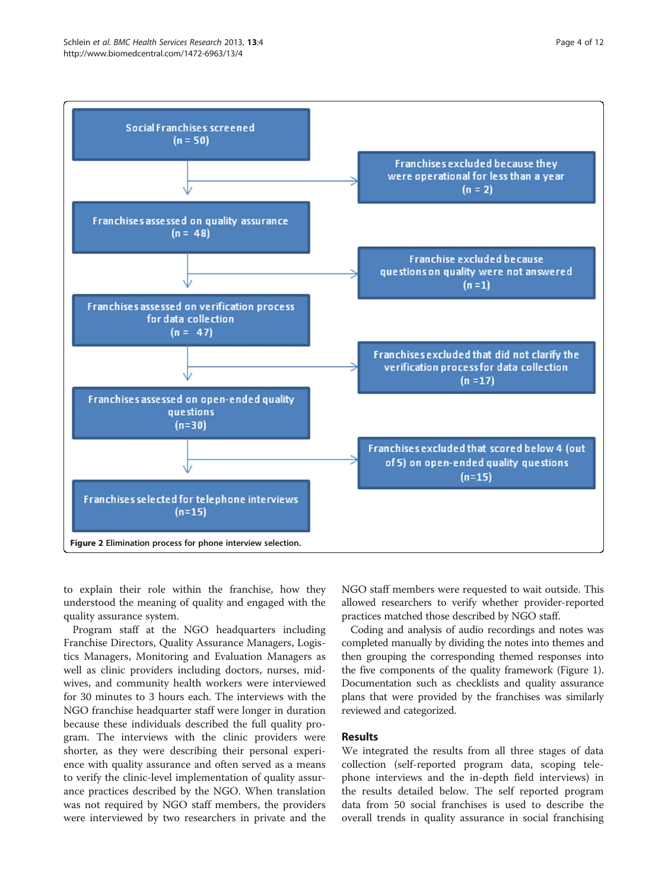Social Franchises screened
(n = 50)

Franchises excluded because they were operational for less than a year
(n = 2)

Franchises assessed on quality assurance
(n = 48)

Franchise excluded because questions on quality were not answered
(n =1)

Franchises assessed on verification process for data collection
(n = 47)

Franchises excluded that did not clarify the verification process for data collection
(n =17)

Franchises assessed on open-ended quality questions
(n=30)

Franchises excluded that scored below 4 (out of 5) on open-ended quality questions
(n=15)

Franchises selected for telephone interviews
(n=15)

**Figure 2** Elimination process for phone interview selection.

to explain their role within the franchise, how they understood the meaning of quality and engaged with the quality assurance system.

Program staff at the NGO headquarters including Franchise Directors, Quality Assurance Managers, Logistics Managers, Monitoring and Evaluation Managers as well as clinic providers including doctors, nurses, midwives, and community health workers were interviewed for 30 minutes to 3 hours each. The interviews with the NGO franchise headquarter staff were longer in duration because these individuals described the full quality program. The interviews with the clinic providers were shorter, as they were describing their personal experience with quality assurance and often served as a means to verify the clinic-level implementation of quality assurance practices described by the NGO. When translation was not required by NGO staff members, the providers were interviewed by two researchers in private and the NGO staff members were requested to wait outside. This allowed researchers to verify whether provider-reported practices matched those described by NGO staff.

Coding and analysis of audio recordings and notes was completed manually by dividing the notes into themes and then grouping the corresponding themed responses into the five components of the quality framework (Figure 1). Documentation such as checklists and quality assurance plans that were provided by the franchises was similarly reviewed and categorized.

## Results

We integrated the results from all three stages of data collection (self-reported program data, scoping telephone interviews and the in-depth field interviews) in the results detailed below. The self reported program data from 50 social franchises is used to describe the overall trends in quality assurance in social franchising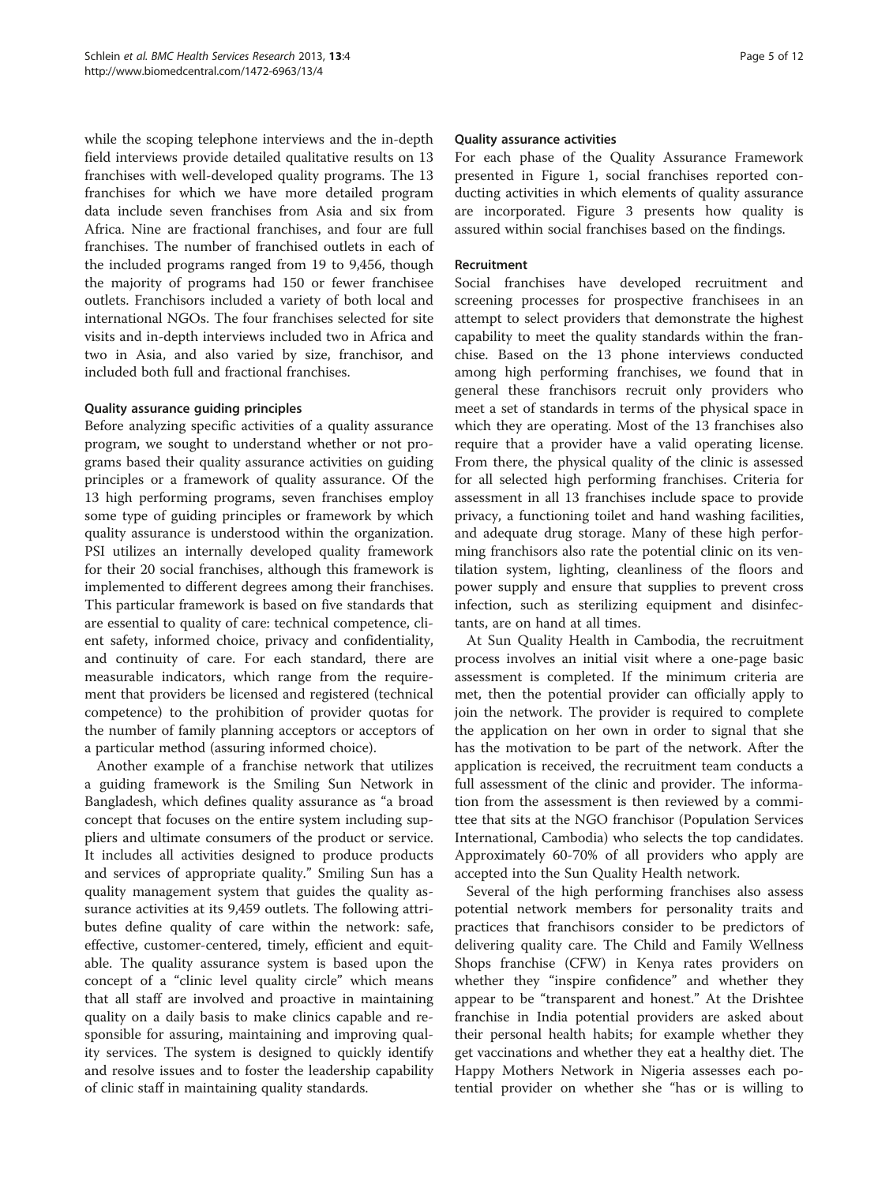while the scoping telephone interviews and the in-depth field interviews provide detailed qualitative results on 13 franchises with well-developed quality programs. The 13 franchises for which we have more detailed program data include seven franchises from Asia and six from Africa. Nine are fractional franchises, and four are full franchises. The number of franchised outlets in each of the included programs ranged from 19 to 9,456, though the majority of programs had 150 or fewer franchisee outlets. Franchisors included a variety of both local and international NGOs. The four franchises selected for site visits and in-depth interviews included two in Africa and two in Asia, and also varied by size, franchisor, and included both full and fractional franchises.

### Quality assurance guiding principles

Before analyzing specific activities of a quality assurance program, we sought to understand whether or not programs based their quality assurance activities on guiding principles or a framework of quality assurance. Of the 13 high performing programs, seven franchises employ some type of guiding principles or framework by which quality assurance is understood within the organization. PSI utilizes an internally developed quality framework for their 20 social franchises, although this framework is implemented to different degrees among their franchises. This particular framework is based on five standards that are essential to quality of care: technical competence, client safety, informed choice, privacy and confidentiality, and continuity of care. For each standard, there are measurable indicators, which range from the requirement that providers be licensed and registered (technical competence) to the prohibition of provider quotas for the number of family planning acceptors or acceptors of a particular method (assuring informed choice).

Another example of a franchise network that utilizes a guiding framework is the Smiling Sun Network in Bangladesh, which defines quality assurance as "a broad concept that focuses on the entire system including suppliers and ultimate consumers of the product or service. It includes all activities designed to produce products and services of appropriate quality." Smiling Sun has a quality management system that guides the quality assurance activities at its 9,459 outlets. The following attributes define quality of care within the network: safe, effective, customer-centered, timely, efficient and equitable. The quality assurance system is based upon the concept of a "clinic level quality circle" which means that all staff are involved and proactive in maintaining quality on a daily basis to make clinics capable and responsible for assuring, maintaining and improving quality services. The system is designed to quickly identify and resolve issues and to foster the leadership capability of clinic staff in maintaining quality standards.

### Quality assurance activities

For each phase of the Quality Assurance Framework presented in Figure 1, social franchises reported conducting activities in which elements of quality assurance are incorporated. Figure 3 presents how quality is assured within social franchises based on the findings.

### Recruitment

Social franchises have developed recruitment and screening processes for prospective franchisees in an attempt to select providers that demonstrate the highest capability to meet the quality standards within the franchise. Based on the 13 phone interviews conducted among high performing franchises, we found that in general these franchisors recruit only providers who meet a set of standards in terms of the physical space in which they are operating. Most of the 13 franchises also require that a provider have a valid operating license. From there, the physical quality of the clinic is assessed for all selected high performing franchises. Criteria for assessment in all 13 franchises include space to provide privacy, a functioning toilet and hand washing facilities, and adequate drug storage. Many of these high performing franchisors also rate the potential clinic on its ventilation system, lighting, cleanliness of the floors and power supply and ensure that supplies to prevent cross infection, such as sterilizing equipment and disinfectants, are on hand at all times.

At Sun Quality Health in Cambodia, the recruitment process involves an initial visit where a one-page basic assessment is completed. If the minimum criteria are met, then the potential provider can officially apply to join the network. The provider is required to complete the application on her own in order to signal that she has the motivation to be part of the network. After the application is received, the recruitment team conducts a full assessment of the clinic and provider. The information from the assessment is then reviewed by a committee that sits at the NGO franchisor (Population Services International, Cambodia) who selects the top candidates. Approximately 60-70% of all providers who apply are accepted into the Sun Quality Health network.

Several of the high performing franchises also assess potential network members for personality traits and practices that franchisors consider to be predictors of delivering quality care. The Child and Family Wellness Shops franchise (CFW) in Kenya rates providers on whether they "inspire confidence" and whether they appear to be "transparent and honest." At the Drishtee franchise in India potential providers are asked about their personal health habits; for example whether they get vaccinations and whether they eat a healthy diet. The Happy Mothers Network in Nigeria assesses each potential provider on whether she "has or is willing to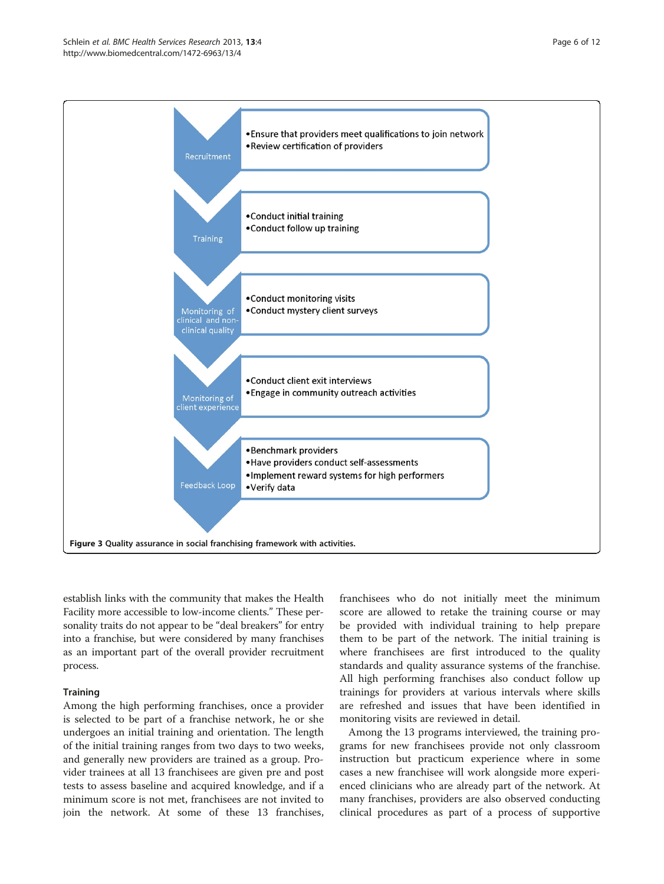- Recruitment
  - Ensure that providers meet qualifications to join network
  - Review certification of providers
- Training
  - Conduct initial training
  - Conduct follow up training
- Monitoring of clinical and non-clinical quality
  - Conduct monitoring visits
  - Conduct mystery client surveys
- Monitoring of client experience
  - Conduct client exit interviews
  - Engage in community outreach activities
- Feedback Loop
  - Benchmark providers
  - Have providers conduct self-assessments
  - Implement reward systems for high performers
  - Verify data

**Figure 3** Quality assurance in social franchising framework with activities.

establish links with the community that makes the Health Facility more accessible to low-income clients." These personality traits do not appear to be "deal breakers" for entry into a franchise, but were considered by many franchises as an important part of the overall provider recruitment process.

### Training

Among the high performing franchises, once a provider is selected to be part of a franchise network, he or she undergoes an initial training and orientation. The length of the initial training ranges from two days to two weeks, and generally new providers are trained as a group. Provider trainees at all 13 franchisees are given pre and post tests to assess baseline and acquired knowledge, and if a minimum score is not met, franchisees are not invited to join the network. At some of these 13 franchises, franchisees who do not initially meet the minimum score are allowed to retake the training course or may be provided with individual training to help prepare them to be part of the network. The initial training is where franchisees are first introduced to the quality standards and quality assurance systems of the franchise. All high performing franchises also conduct follow up trainings for providers at various intervals where skills are refreshed and issues that have been identified in monitoring visits are reviewed in detail.

Among the 13 programs interviewed, the training programs for new franchisees provide not only classroom instruction but practicum experience where in some cases a new franchisee will work alongside more experienced clinicians who are already part of the network. At many franchises, providers are also observed conducting clinical procedures as part of a process of supportive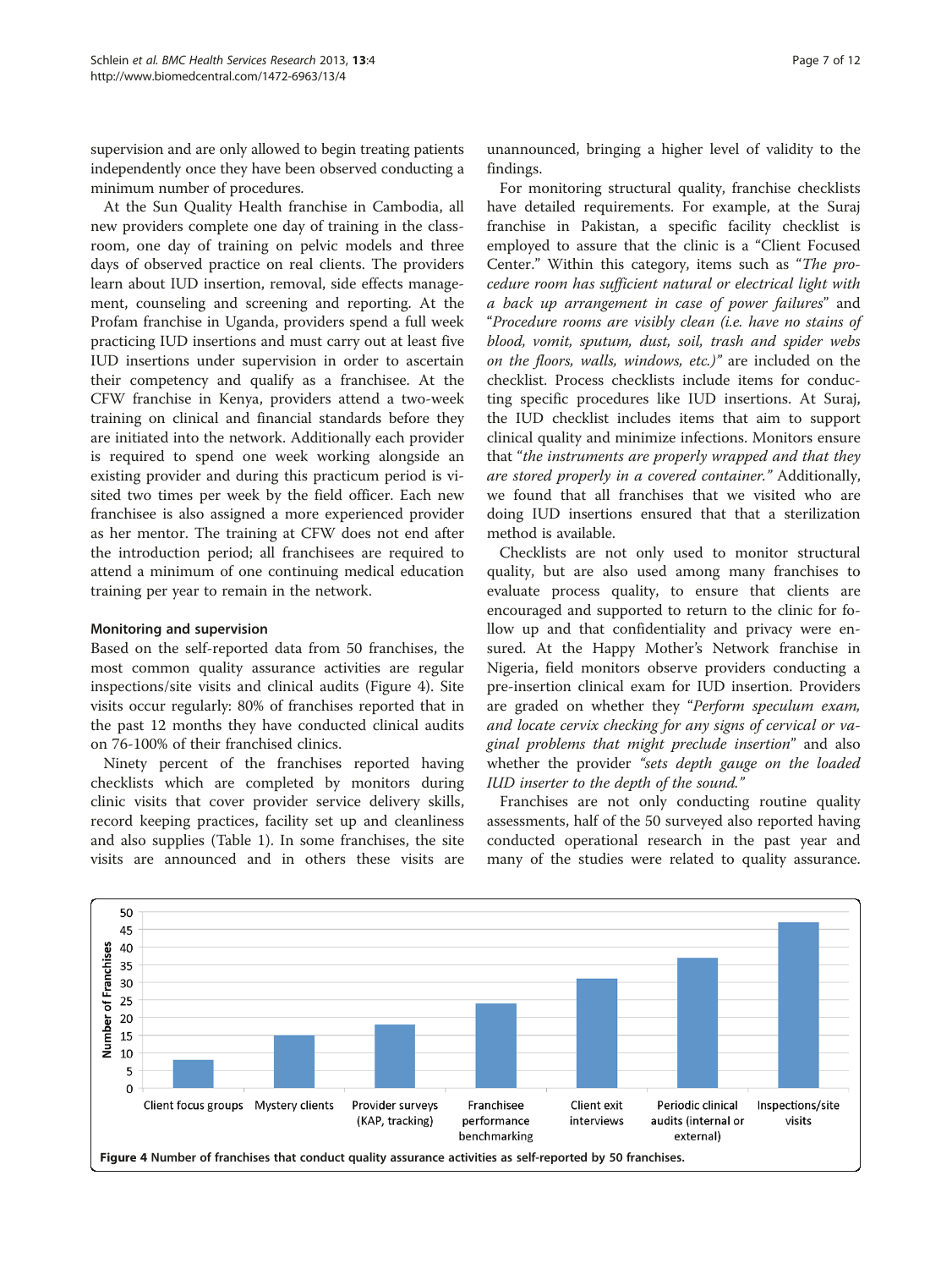supervision and are only allowed to begin treating patients independently once they have been observed conducting a minimum number of procedures.

At the Sun Quality Health franchise in Cambodia, all new providers complete one day of training in the classroom, one day of training on pelvic models and three days of observed practice on real clients. The providers learn about IUD insertion, removal, side effects management, counseling and screening and reporting. At the Profam franchise in Uganda, providers spend a full week practicing IUD insertions and must carry out at least five IUD insertions under supervision in order to ascertain their competency and qualify as a franchisee. At the CFW franchise in Kenya, providers attend a two-week training on clinical and financial standards before they are initiated into the network. Additionally each provider is required to spend one week working alongside an existing provider and during this practicum period is visited two times per week by the field officer. Each new franchisee is also assigned a more experienced provider as her mentor. The training at CFW does not end after the introduction period; all franchisees are required to attend a minimum of one continuing medical education training per year to remain in the network.

### Monitoring and supervision

Based on the self-reported data from 50 franchises, the most common quality assurance activities are regular inspections/site visits and clinical audits (Figure 4). Site visits occur regularly: 80% of franchises reported that in the past 12 months they have conducted clinical audits on 76-100% of their franchised clinics.

Ninety percent of the franchises reported having checklists which are completed by monitors during clinic visits that cover provider service delivery skills, record keeping practices, facility set up and cleanliness and also supplies (Table 1). In some franchises, the site visits are announced and in others these visits are unannounced, bringing a higher level of validity to the findings.

For monitoring structural quality, franchise checklists have detailed requirements. For example, at the Suraj franchise in Pakistan, a specific facility checklist is employed to assure that the clinic is a "Client Focused Center." Within this category, items such as "*The procedure room has sufficient natural or electrical light with a back up arrangement in case of power failures*" and "*Procedure rooms are visibly clean (i.e. have no stains of blood, vomit, sputum, dust, soil, trash and spider webs on the floors, walls, windows, etc.)*" are included on the checklist. Process checklists include items for conducting specific procedures like IUD insertions. At Suraj, the IUD checklist includes items that aim to support clinical quality and minimize infections. Monitors ensure that "*the instruments are properly wrapped and that they are stored properly in a covered container.*" Additionally, we found that all franchises that we visited who are doing IUD insertions ensured that that a sterilization method is available.

Checklists are not only used to monitor structural quality, but are also used among many franchises to evaluate process quality, to ensure that clients are encouraged and supported to return to the clinic for follow up and that confidentiality and privacy were ensured. At the Happy Mother's Network franchise in Nigeria, field monitors observe providers conducting a pre-insertion clinical exam for IUD insertion. Providers are graded on whether they "*Perform speculum exam, and locate cervix checking for any signs of cervical or vaginal problems that might preclude insertion*" and also whether the provider "*sets depth gauge on the loaded IUD inserter to the depth of the sound.*"

Franchises are not only conducting routine quality assessments, half of the 50 surveyed also reported having conducted operational research in the past year and many of the studies were related to quality assurance.

**Figure 4** **Number of franchises that conduct quality assurance activities as self-reported by 50 franchises.**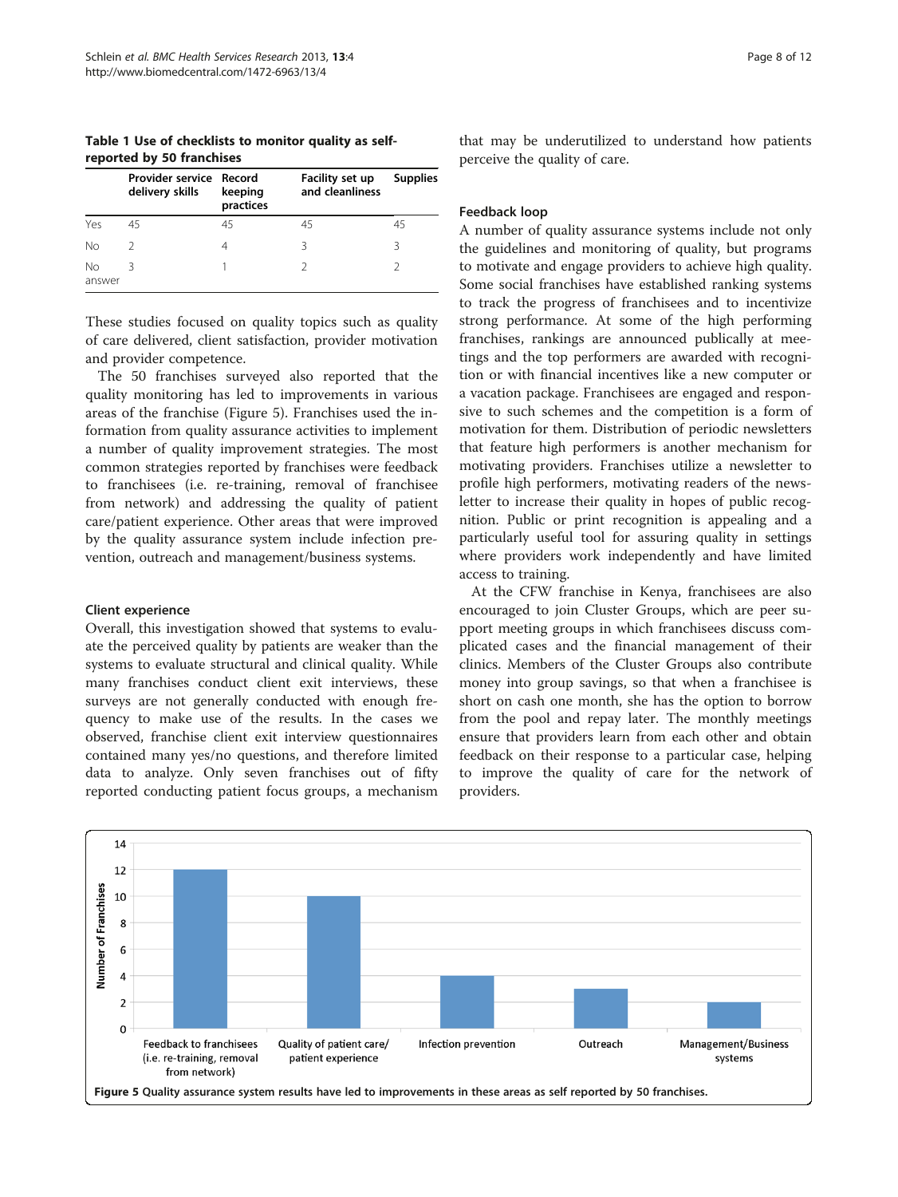**Table 1 Use of checklists to monitor quality as self-reported by 50 franchises**

| | Provider service delivery skills | Record keeping practices | Facility set up and cleanliness | Supplies |
|---|---|---|---|---|
| Yes | 45 | 45 | 45 | 45 |
| No | 2 | 4 | 3 | 3 |
| No answer | 3 | 1 | 2 | 2 |

These studies focused on quality topics such as quality of care delivered, client satisfaction, provider motivation and provider competence.

The 50 franchises surveyed also reported that the quality monitoring has led to improvements in various areas of the franchise (Figure 5). Franchises used the information from quality assurance activities to implement a number of quality improvement strategies. The most common strategies reported by franchises were feedback to franchisees (i.e. re-training, removal of franchisee from network) and addressing the quality of patient care/patient experience. Other areas that were improved by the quality assurance system include infection prevention, outreach and management/business systems.

### Client experience

Overall, this investigation showed that systems to evaluate the perceived quality by patients are weaker than the systems to evaluate structural and clinical quality. While many franchises conduct client exit interviews, these surveys are not generally conducted with enough frequency to make use of the results. In the cases we observed, franchise client exit interview questionnaires contained many yes/no questions, and therefore limited data to analyze. Only seven franchises out of fifty reported conducting patient focus groups, a mechanism that may be underutilized to understand how patients perceive the quality of care.

### Feedback loop

A number of quality assurance systems include not only the guidelines and monitoring of quality, but programs to motivate and engage providers to achieve high quality. Some social franchises have established ranking systems to track the progress of franchisees and to incentivize strong performance. At some of the high performing franchises, rankings are announced publically at meetings and the top performers are awarded with recognition or with financial incentives like a new computer or a vacation package. Franchisees are engaged and responsive to such schemes and the competition is a form of motivation for them. Distribution of periodic newsletters that feature high performers is another mechanism for motivating providers. Franchises utilize a newsletter to profile high performers, motivating readers of the newsletter to increase their quality in hopes of public recognition. Public or print recognition is appealing and a particularly useful tool for assuring quality in settings where providers work independently and have limited access to training.

At the CFW franchise in Kenya, franchisees are also encouraged to join Cluster Groups, which are peer support meeting groups in which franchisees discuss complicated cases and the financial management of their clinics. Members of the Cluster Groups also contribute money into group savings, so that when a franchisee is short on cash one month, she has the option to borrow from the pool and repay later. The monthly meetings ensure that providers learn from each other and obtain feedback on their response to a particular case, helping to improve the quality of care for the network of providers.

| Area | Number of Franchises |
|---|---|
| Feedback to franchisees (i.e. re-training, removal from network) | 12 |
| Quality of patient care/ patient experience | 10 |
| Infection prevention | 4 |
| Outreach | 3 |
| Management/Business systems | 2 |

**Figure 5** Quality assurance system results have led to improvements in these areas as self reported by 50 franchises.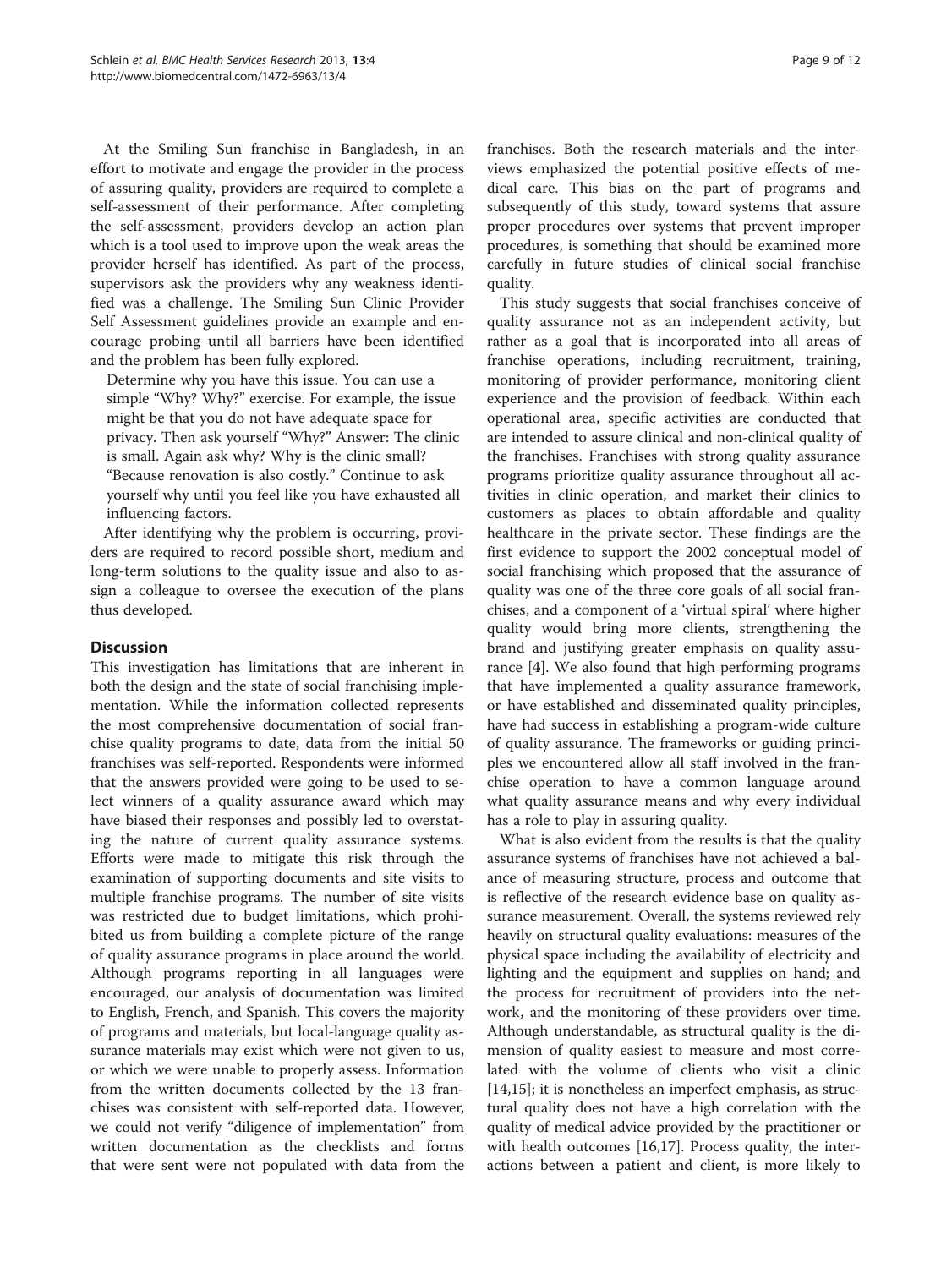At the Smiling Sun franchise in Bangladesh, in an effort to motivate and engage the provider in the process of assuring quality, providers are required to complete a self-assessment of their performance. After completing the self-assessment, providers develop an action plan which is a tool used to improve upon the weak areas the provider herself has identified. As part of the process, supervisors ask the providers why any weakness identified was a challenge. The Smiling Sun Clinic Provider Self Assessment guidelines provide an example and encourage probing until all barriers have been identified and the problem has been fully explored.

> Determine why you have this issue. You can use a simple "Why? Why?" exercise. For example, the issue might be that you do not have adequate space for privacy. Then ask yourself "Why?" Answer: The clinic is small. Again ask why? Why is the clinic small? "Because renovation is also costly." Continue to ask yourself why until you feel like you have exhausted all influencing factors.

After identifying why the problem is occurring, providers are required to record possible short, medium and long-term solutions to the quality issue and also to assign a colleague to oversee the execution of the plans thus developed.

## Discussion

This investigation has limitations that are inherent in both the design and the state of social franchising implementation. While the information collected represents the most comprehensive documentation of social franchise quality programs to date, data from the initial 50 franchises was self-reported. Respondents were informed that the answers provided were going to be used to select winners of a quality assurance award which may have biased their responses and possibly led to overstating the nature of current quality assurance systems. Efforts were made to mitigate this risk through the examination of supporting documents and site visits to multiple franchise programs. The number of site visits was restricted due to budget limitations, which prohibited us from building a complete picture of the range of quality assurance programs in place around the world. Although programs reporting in all languages were encouraged, our analysis of documentation was limited to English, French, and Spanish. This covers the majority of programs and materials, but local-language quality assurance materials may exist which were not given to us, or which we were unable to properly assess. Information from the written documents collected by the 13 franchises was consistent with self-reported data. However, we could not verify "diligence of implementation" from written documentation as the checklists and forms that were sent were not populated with data from the franchises. Both the research materials and the interviews emphasized the potential positive effects of medical care. This bias on the part of programs and subsequently of this study, toward systems that assure proper procedures over systems that prevent improper procedures, is something that should be examined more carefully in future studies of clinical social franchise quality.

This study suggests that social franchises conceive of quality assurance not as an independent activity, but rather as a goal that is incorporated into all areas of franchise operations, including recruitment, training, monitoring of provider performance, monitoring client experience and the provision of feedback. Within each operational area, specific activities are conducted that are intended to assure clinical and non-clinical quality of the franchises. Franchises with strong quality assurance programs prioritize quality assurance throughout all activities in clinic operation, and market their clinics to customers as places to obtain affordable and quality healthcare in the private sector. These findings are the first evidence to support the 2002 conceptual model of social franchising which proposed that the assurance of quality was one of the three core goals of all social franchises, and a component of a 'virtual spiral' where higher quality would bring more clients, strengthening the brand and justifying greater emphasis on quality assurance [4]. We also found that high performing programs that have implemented a quality assurance framework, or have established and disseminated quality principles, have had success in establishing a program-wide culture of quality assurance. The frameworks or guiding principles we encountered allow all staff involved in the franchise operation to have a common language around what quality assurance means and why every individual has a role to play in assuring quality.

What is also evident from the results is that the quality assurance systems of franchises have not achieved a balance of measuring structure, process and outcome that is reflective of the research evidence base on quality assurance measurement. Overall, the systems reviewed rely heavily on structural quality evaluations: measures of the physical space including the availability of electricity and lighting and the equipment and supplies on hand; and the process for recruitment of providers into the network, and the monitoring of these providers over time. Although understandable, as structural quality is the dimension of quality easiest to measure and most correlated with the volume of clients who visit a clinic [14,15]; it is nonetheless an imperfect emphasis, as structural quality does not have a high correlation with the quality of medical advice provided by the practitioner or with health outcomes [16,17]. Process quality, the interactions between a patient and client, is more likely to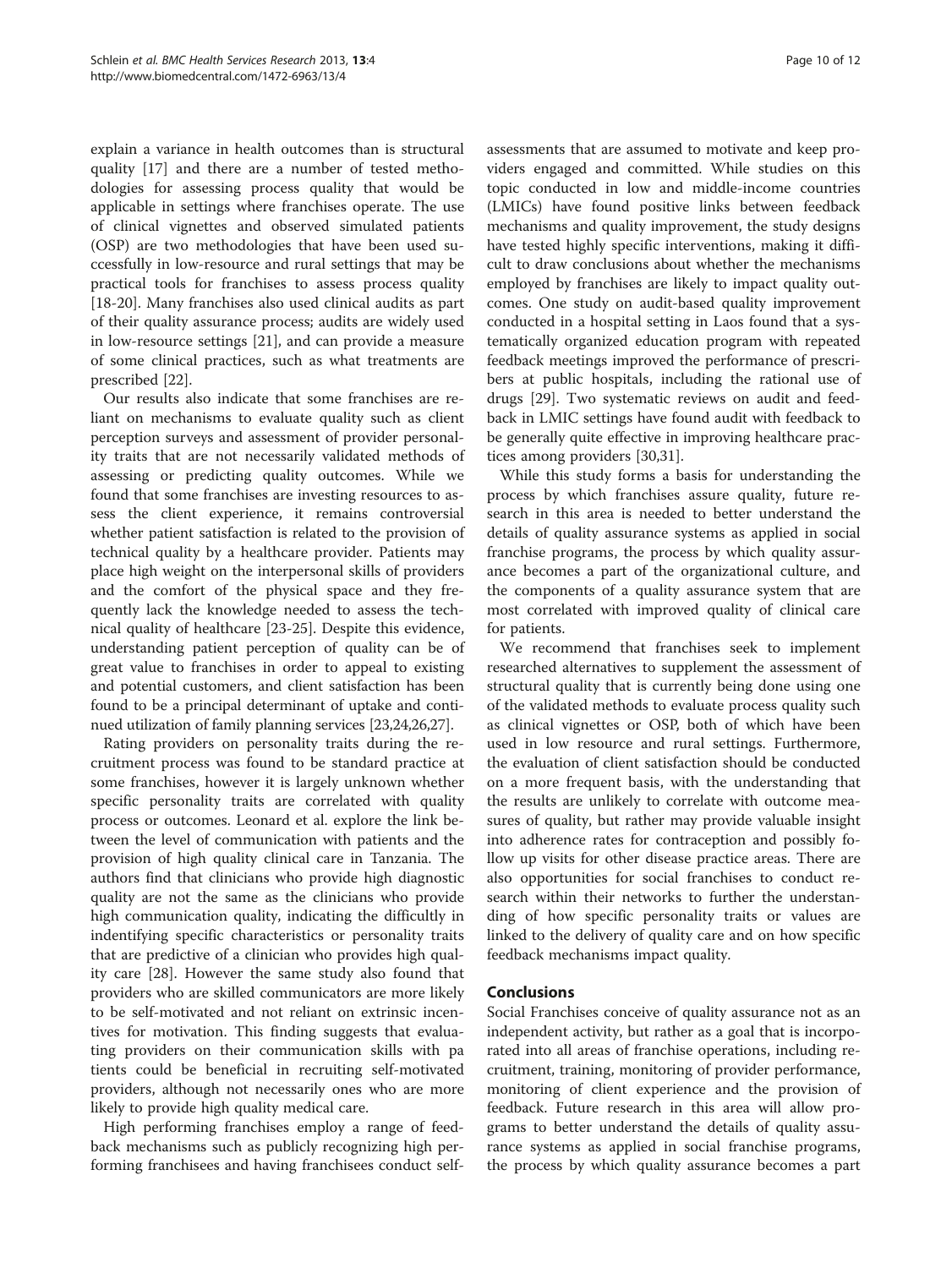explain a variance in health outcomes than is structural quality [17] and there are a number of tested methodologies for assessing process quality that would be applicable in settings where franchises operate. The use of clinical vignettes and observed simulated patients (OSP) are two methodologies that have been used successfully in low-resource and rural settings that may be practical tools for franchises to assess process quality [18-20]. Many franchises also used clinical audits as part of their quality assurance process; audits are widely used in low-resource settings [21], and can provide a measure of some clinical practices, such as what treatments are prescribed [22].

Our results also indicate that some franchises are reliant on mechanisms to evaluate quality such as client perception surveys and assessment of provider personality traits that are not necessarily validated methods of assessing or predicting quality outcomes. While we found that some franchises are investing resources to assess the client experience, it remains controversial whether patient satisfaction is related to the provision of technical quality by a healthcare provider. Patients may place high weight on the interpersonal skills of providers and the comfort of the physical space and they frequently lack the knowledge needed to assess the technical quality of healthcare [23-25]. Despite this evidence, understanding patient perception of quality can be of great value to franchises in order to appeal to existing and potential customers, and client satisfaction has been found to be a principal determinant of uptake and continued utilization of family planning services [23,24,26,27].

Rating providers on personality traits during the recruitment process was found to be standard practice at some franchises, however it is largely unknown whether specific personality traits are correlated with quality process or outcomes. Leonard et al. explore the link between the level of communication with patients and the provision of high quality clinical care in Tanzania. The authors find that clinicians who provide high diagnostic quality are not the same as the clinicians who provide high communication quality, indicating the difficultly in indentifying specific characteristics or personality traits that are predictive of a clinician who provides high quality care [28]. However the same study also found that providers who are skilled communicators are more likely to be self-motivated and not reliant on extrinsic incentives for motivation. This finding suggests that evaluating providers on their communication skills with patients could be beneficial in recruiting self-motivated providers, although not necessarily ones who are more likely to provide high quality medical care.

High performing franchises employ a range of feedback mechanisms such as publicly recognizing high performing franchisees and having franchisees conduct self-assessments that are assumed to motivate and keep providers engaged and committed. While studies on this topic conducted in low and middle-income countries (LMICs) have found positive links between feedback mechanisms and quality improvement, the study designs have tested highly specific interventions, making it difficult to draw conclusions about whether the mechanisms employed by franchises are likely to impact quality outcomes. One study on audit-based quality improvement conducted in a hospital setting in Laos found that a systematically organized education program with repeated feedback meetings improved the performance of prescribers at public hospitals, including the rational use of drugs [29]. Two systematic reviews on audit and feedback in LMIC settings have found audit with feedback to be generally quite effective in improving healthcare practices among providers [30,31].

While this study forms a basis for understanding the process by which franchises assure quality, future research in this area is needed to better understand the details of quality assurance systems as applied in social franchise programs, the process by which quality assurance becomes a part of the organizational culture, and the components of a quality assurance system that are most correlated with improved quality of clinical care for patients.

We recommend that franchises seek to implement researched alternatives to supplement the assessment of structural quality that is currently being done using one of the validated methods to evaluate process quality such as clinical vignettes or OSP, both of which have been used in low resource and rural settings. Furthermore, the evaluation of client satisfaction should be conducted on a more frequent basis, with the understanding that the results are unlikely to correlate with outcome measures of quality, but rather may provide valuable insight into adherence rates for contraception and possibly follow up visits for other disease practice areas. There are also opportunities for social franchises to conduct research within their networks to further the understanding of how specific personality traits or values are linked to the delivery of quality care and on how specific feedback mechanisms impact quality.

## Conclusions

Social Franchises conceive of quality assurance not as an independent activity, but rather as a goal that is incorporated into all areas of franchise operations, including recruitment, training, monitoring of provider performance, monitoring of client experience and the provision of feedback. Future research in this area will allow programs to better understand the details of quality assurance systems as applied in social franchise programs, the process by which quality assurance becomes a part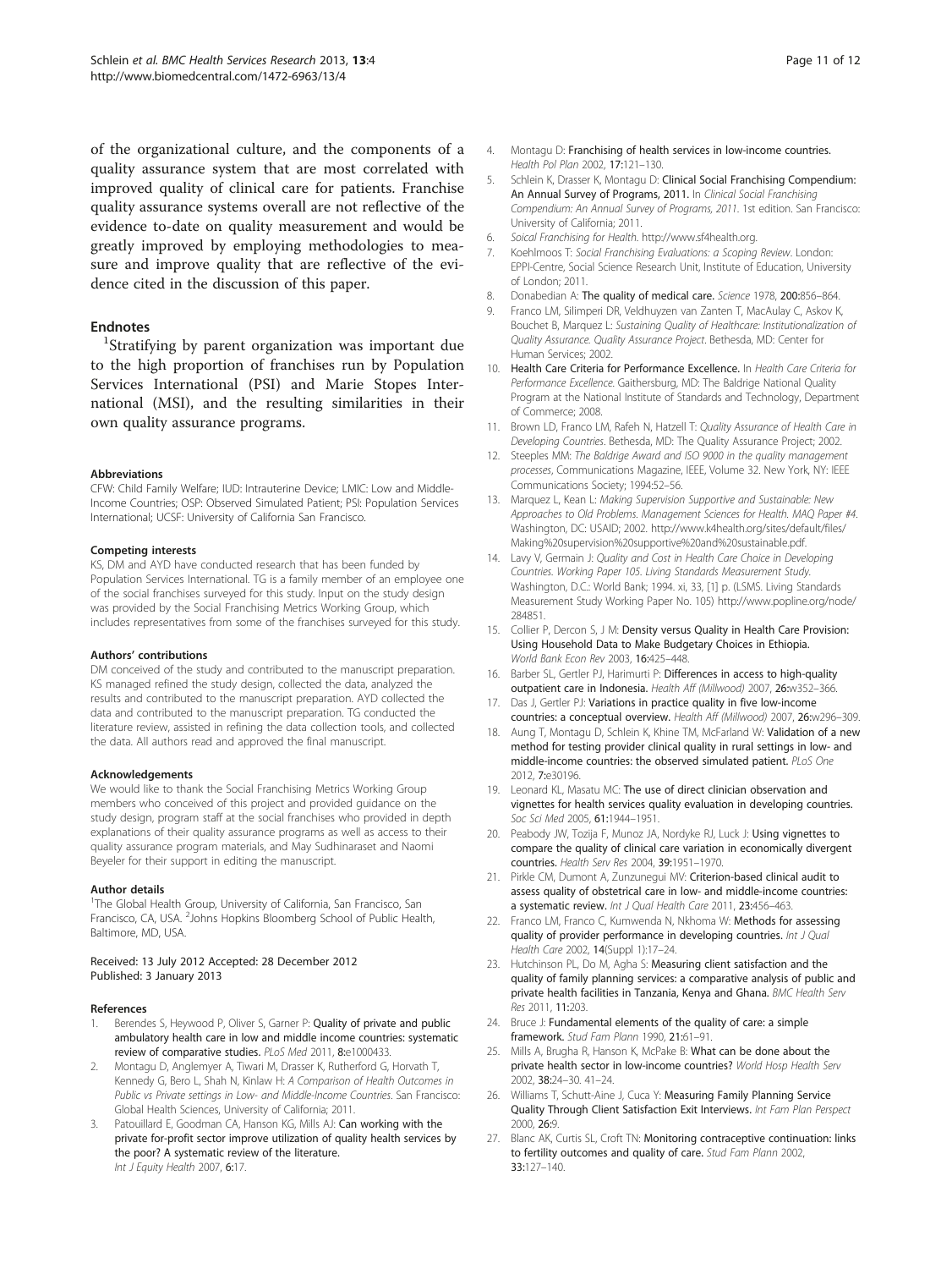of the organizational culture, and the components of a quality assurance system that are most correlated with improved quality of clinical care for patients. Franchise quality assurance systems overall are not reflective of the evidence to-date on quality measurement and would be greatly improved by employing methodologies to measure and improve quality that are reflective of the evidence cited in the discussion of this paper.

## Endnotes

[1]Stratifying by parent organization was important due to the high proportion of franchises run by Population Services International (PSI) and Marie Stopes International (MSI), and the resulting similarities in their own quality assurance programs.

#### Abbreviations

CFW: Child Family Welfare; IUD: Intrauterine Device; LMIC: Low and Middle-Income Countries; OSP: Observed Simulated Patient; PSI: Population Services International; UCSF: University of California San Francisco.

#### Competing interests

KS, DM and AYD have conducted research that has been funded by Population Services International. TG is a family member of an employee one of the social franchises surveyed for this study. Input on the study design was provided by the Social Franchising Metrics Working Group, which includes representatives from some of the franchises surveyed for this study.

#### Authors' contributions

DM conceived of the study and contributed to the manuscript preparation. KS managed refined the study design, collected the data, analyzed the results and contributed to the manuscript preparation. AYD collected the data and contributed to the manuscript preparation. TG conducted the literature review, assisted in refining the data collection tools, and collected the data. All authors read and approved the final manuscript.

#### Acknowledgements

We would like to thank the Social Franchising Metrics Working Group members who conceived of this project and provided guidance on the study design, program staff at the social franchises who provided in depth explanations of their quality assurance programs as well as access to their quality assurance program materials, and May Sudhinaraset and Naomi Beyeler for their support in editing the manuscript.

#### Author details

[1]The Global Health Group, University of California, San Francisco, San Francisco, CA, USA. [2]Johns Hopkins Bloomberg School of Public Health, Baltimore, MD, USA.

Received: 13 July 2012 Accepted: 28 December 2012
Published: 3 January 2013

#### References

1. Berendes S, Heywood P, Oliver S, Garner P: **Quality of private and public ambulatory health care in low and middle income countries: systematic review of comparative studies.** *PLoS Med* 2011, **8:**e1000433.
2. Montagu D, Anglemyer A, Tiwari M, Drasser K, Rutherford G, Horvath T, Kennedy G, Bero L, Shah N, Kinlaw H: *A Comparison of Health Outcomes in Public vs Private settings in Low- and Middle-Income Countries*. San Francisco: Global Health Sciences, University of California; 2011.
3. Patouillard E, Goodman CA, Hanson KG, Mills AJ: **Can working with the private for-profit sector improve utilization of quality health services by the poor? A systematic review of the literature.** *Int J Equity Health* 2007, **6:**17.
4. Montagu D: **Franchising of health services in low-income countries.** *Health Pol Plan* 2002, **17:**121–130.
5. Schlein K, Drasser K, Montagu D: **Clinical Social Franchising Compendium: An Annual Survey of Programs, 2011.** In *Clinical Social Franchising Compendium: An Annual Survey of Programs, 2011*. 1st edition. San Francisco: University of California; 2011.
6. *Soical Franchising for Health*. http://www.sf4health.org.
7. Koehlmoos T: *Social Franchising Evaluations: a Scoping Review*. London: EPPI-Centre, Social Science Research Unit, Institute of Education, University of London; 2011.
8. Donabedian A: **The quality of medical care.** *Science* 1978, **200:**856–864.
9. Franco LM, Silimperi DR, Veldhuyzen van Zanten T, MacAulay C, Askov K, Bouchet B, Marquez L: *Sustaining Quality of Healthcare: Institutionalization of Quality Assurance. Quality Assurance Project*. Bethesda, MD: Center for Human Services; 2002.
10. **Health Care Criteria for Performance Excellence.** In *Health Care Criteria for Performance Excellence*. Gaithersburg, MD: The Baldrige National Quality Program at the National Institute of Standards and Technology, Department of Commerce; 2008.
11. Brown LD, Franco LM, Rafeh N, Hatzell T: *Quality Assurance of Health Care in Developing Countries*. Bethesda, MD: The Quality Assurance Project; 2002.
12. Steeples MM: *The Baldrige Award and ISO 9000 in the quality management processes*, Communications Magazine, IEEE, Volume 32. New York, NY: IEEE Communications Society; 1994:52–56.
13. Marquez L, Kean L: *Making Supervision Supportive and Sustainable: New Approaches to Old Problems. Management Sciences for Health. MAQ Paper #4*. Washington, DC: USAID; 2002. http://www.k4health.org/sites/default/files/Making%20supervision%20supportive%20and%20sustainable.pdf.
14. Lavy V, Germain J: *Quality and Cost in Health Care Choice in Developing Countries. Working Paper 105. Living Standards Measurement Study*. Washington, D.C.: World Bank; 1994. xi, 33, [1] p. (LSMS. Living Standards Measurement Study Working Paper No. 105) http://www.popline.org/node/284851.
15. Collier P, Dercon S, J M: **Density versus Quality in Health Care Provision: Using Household Data to Make Budgetary Choices in Ethiopia.** *World Bank Econ Rev* 2003, **16:**425–448.
16. Barber SL, Gertler PJ, Harimurti P: **Differences in access to high-quality outpatient care in Indonesia.** *Health Aff (Millwood)* 2007, **26:**w352–366.
17. Das J, Gertler PJ: **Variations in practice quality in five low-income countries: a conceptual overview.** *Health Aff (Millwood)* 2007, **26:**w296–309.
18. Aung T, Montagu D, Schlein K, Khine TM, McFarland W: **Validation of a new method for testing provider clinical quality in rural settings in low- and middle-income countries: the observed simulated patient.** *PLoS One* 2012, **7:**e30196.
19. Leonard KL, Masatu MC: **The use of direct clinician observation and vignettes for health services quality evaluation in developing countries.** *Soc Sci Med* 2005, **61:**1944–1951.
20. Peabody JW, Tozija F, Munoz JA, Nordyke RJ, Luck J: **Using vignettes to compare the quality of clinical care variation in economically divergent countries.** *Health Serv Res* 2004, **39:**1951–1970.
21. Pirkle CM, Dumont A, Zunzunegui MV: **Criterion-based clinical audit to assess quality of obstetrical care in low- and middle-income countries: a systematic review.** *Int J Qual Health Care* 2011, **23:**456–463.
22. Franco LM, Franco C, Kumwenda N, Nkhoma W: **Methods for assessing quality of provider performance in developing countries.** *Int J Qual Health Care* 2002, **14**(Suppl 1):17–24.
23. Hutchinson PL, Do M, Agha S: **Measuring client satisfaction and the quality of family planning services: a comparative analysis of public and private health facilities in Tanzania, Kenya and Ghana.** *BMC Health Serv Res* 2011, **11:**203.
24. Bruce J: **Fundamental elements of the quality of care: a simple framework.** *Stud Fam Plann* 1990, **21:**61–91.
25. Mills A, Brugha R, Hanson K, McPake B: **What can be done about the private health sector in low-income countries?** *World Hosp Health Serv* 2002, **38:**24–30. 41–24.
26. Williams T, Schutt-Aine J, Cuca Y: **Measuring Family Planning Service Quality Through Client Satisfaction Exit Interviews.** *Int Fam Plan Perspect* 2000, **26:**9.
27. Blanc AK, Curtis SL, Croft TN: **Monitoring contraceptive continuation: links to fertility outcomes and quality of care.** *Stud Fam Plann* 2002, **33:**127–140.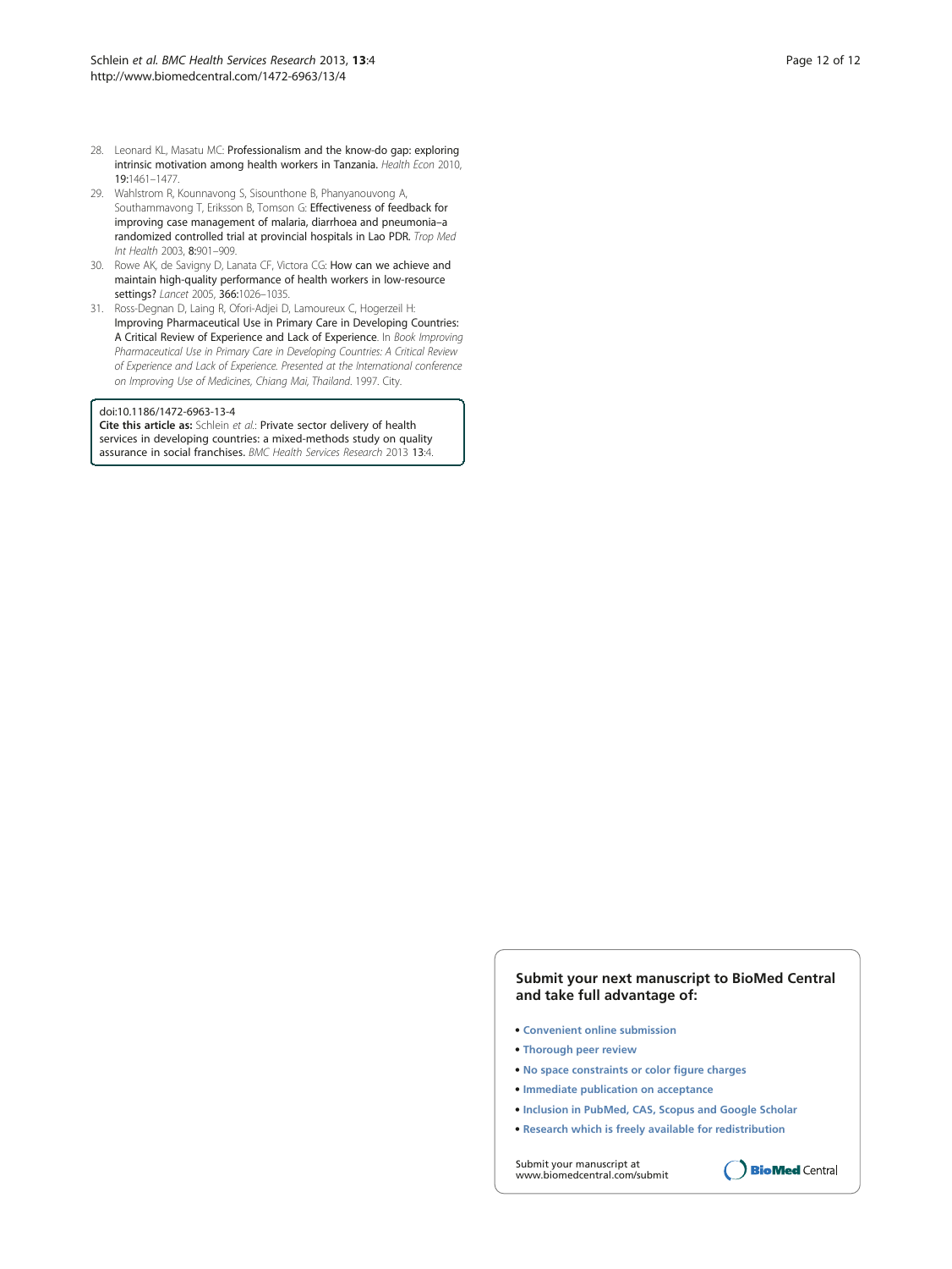28. Leonard KL, Masatu MC: **Professionalism and the know-do gap: exploring intrinsic motivation among health workers in Tanzania.** *Health Econ* 2010, **19:**1461–1477.
29. Wahlstrom R, Kounnavong S, Sisounthone B, Phanyanouvong A, Southammavong T, Eriksson B, Tomson G: **Effectiveness of feedback for improving case management of malaria, diarrhoea and pneumonia–a randomized controlled trial at provincial hospitals in Lao PDR.** *Trop Med Int Health* 2003, **8:**901–909.
30. Rowe AK, de Savigny D, Lanata CF, Victora CG: **How can we achieve and maintain high-quality performance of health workers in low-resource settings?** *Lancet* 2005, **366:**1026–1035.
31. Ross-Degnan D, Laing R, Ofori-Adjei D, Lamoureux C, Hogerzeil H: **Improving Pharmaceutical Use in Primary Care in Developing Countries: A Critical Review of Experience and Lack of Experience**. In *Book Improving Pharmaceutical Use in Primary Care in Developing Countries: A Critical Review of Experience and Lack of Experience. Presented at the International conference on Improving Use of Medicines, Chiang Mai, Thailand*. 1997. City.

doi:10.1186/1472-6963-13-4

**Cite this article as:** Schlein *et al.*: Private sector delivery of health services in developing countries: a mixed-methods study on quality assurance in social franchises. *BMC Health Services Research* 2013 **13**:4.

**Submit your next manuscript to BioMed Central and take full advantage of:**

- **Convenient online submission**
- **Thorough peer review**
- **No space constraints or color figure charges**
- **Immediate publication on acceptance**
- **Inclusion in PubMed, CAS, Scopus and Google Scholar**
- **Research which is freely available for redistribution**

Submit your manuscript at
www.biomedcentral.com/submit

BioMed Central